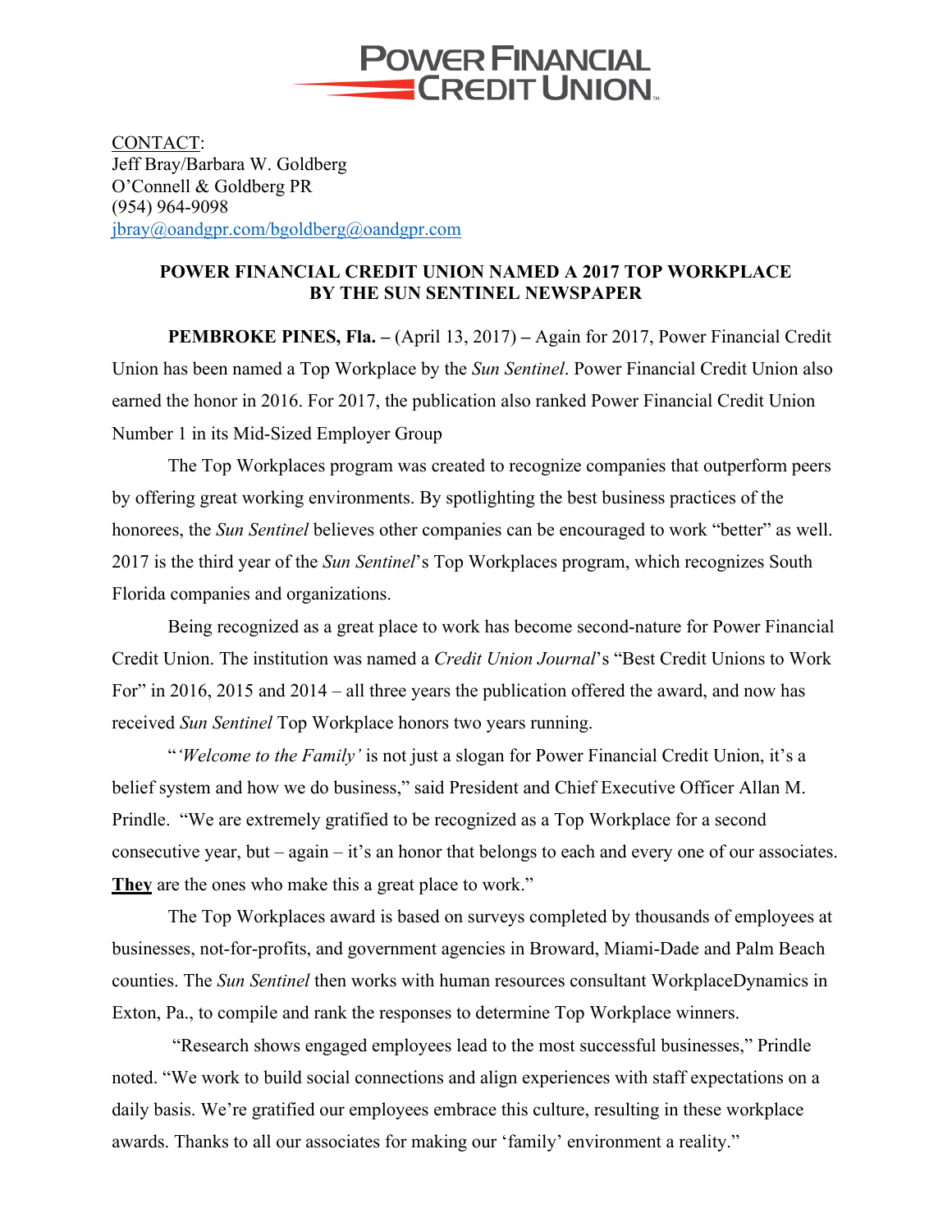POWER FINANCIAL CREDIT UNION

CONTACT:
Jeff Bray/Barbara W. Goldberg
O'Connell & Goldberg PR
(954) 964-9098
jbray@oandgpr.com/bgoldberg@oandgpr.com

**POWER FINANCIAL CREDIT UNION NAMED A 2017 TOP WORKPLACE BY THE SUN SENTINEL NEWSPAPER**

**PEMBROKE PINES, Fla. –** (April 13, 2017) **–** Again for 2017, Power Financial Credit Union has been named a Top Workplace by the *Sun Sentinel*. Power Financial Credit Union also earned the honor in 2016. For 2017, the publication also ranked Power Financial Credit Union Number 1 in its Mid-Sized Employer Group

The Top Workplaces program was created to recognize companies that outperform peers by offering great working environments. By spotlighting the best business practices of the honorees, the *Sun Sentinel* believes other companies can be encouraged to work "better" as well. 2017 is the third year of the *Sun Sentinel*'s Top Workplaces program, which recognizes South Florida companies and organizations.

Being recognized as a great place to work has become second-nature for Power Financial Credit Union. The institution was named a *Credit Union Journal*'s "Best Credit Unions to Work For" in 2016, 2015 and 2014 – all three years the publication offered the award, and now has received *Sun Sentinel* Top Workplace honors two years running.

"*'Welcome to the Family'* is not just a slogan for Power Financial Credit Union, it's a belief system and how we do business," said President and Chief Executive Officer Allan M. Prindle. "We are extremely gratified to be recognized as a Top Workplace for a second consecutive year, but – again – it's an honor that belongs to each and every one of our associates. **They** are the ones who make this a great place to work."

The Top Workplaces award is based on surveys completed by thousands of employees at businesses, not-for-profits, and government agencies in Broward, Miami-Dade and Palm Beach counties. The *Sun Sentinel* then works with human resources consultant WorkplaceDynamics in Exton, Pa., to compile and rank the responses to determine Top Workplace winners.

"Research shows engaged employees lead to the most successful businesses," Prindle noted. "We work to build social connections and align experiences with staff expectations on a daily basis. We're gratified our employees embrace this culture, resulting in these workplace awards. Thanks to all our associates for making our 'family' environment a reality."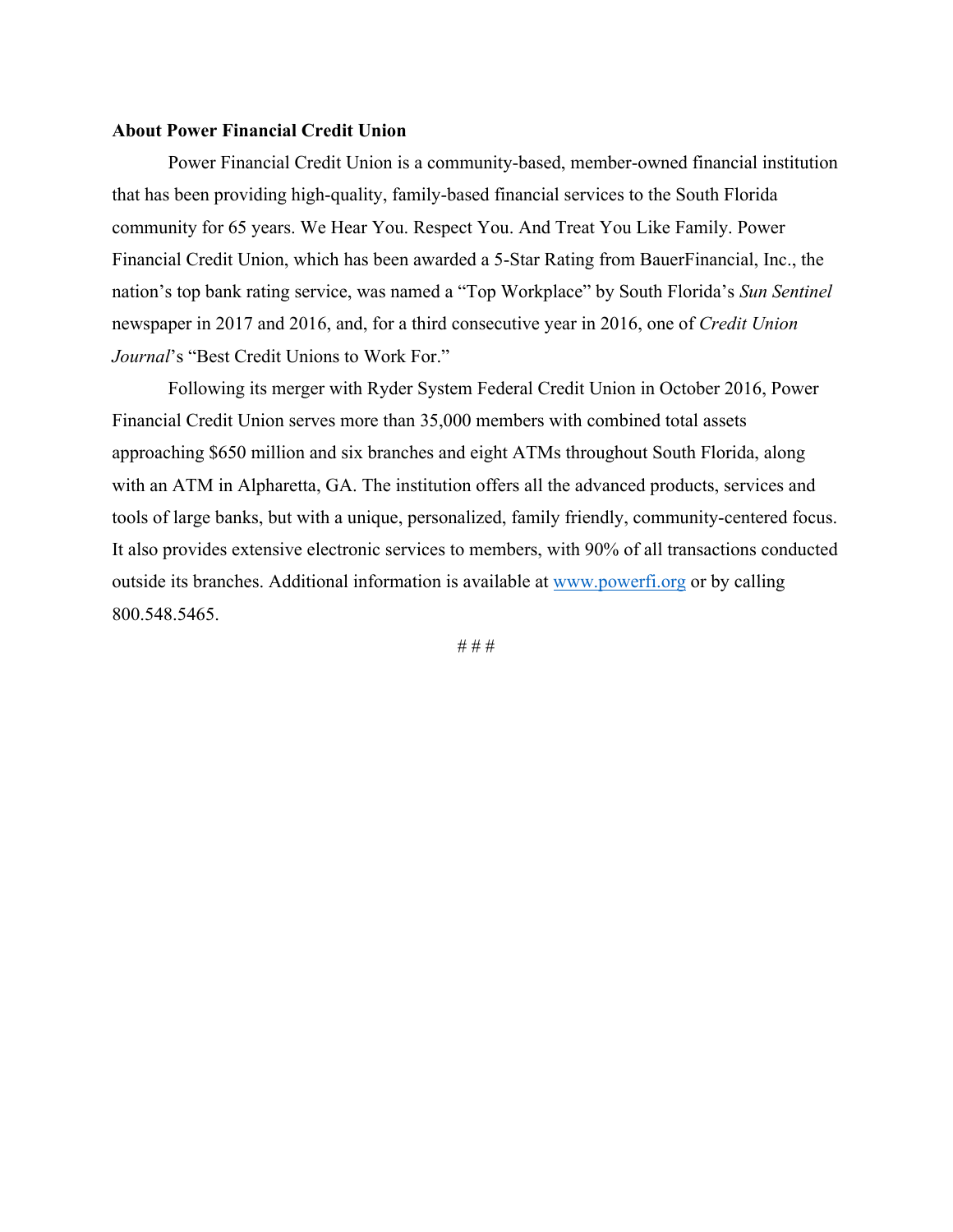**About Power Financial Credit Union**

Power Financial Credit Union is a community-based, member-owned financial institution that has been providing high-quality, family-based financial services to the South Florida community for 65 years. We Hear You. Respect You. And Treat You Like Family. Power Financial Credit Union, which has been awarded a 5-Star Rating from BauerFinancial, Inc., the nation's top bank rating service, was named a "Top Workplace" by South Florida's *Sun Sentinel* newspaper in 2017 and 2016, and, for a third consecutive year in 2016, one of *Credit Union Journal*'s "Best Credit Unions to Work For."

Following its merger with Ryder System Federal Credit Union in October 2016, Power Financial Credit Union serves more than 35,000 members with combined total assets approaching $650 million and six branches and eight ATMs throughout South Florida, along with an ATM in Alpharetta, GA. The institution offers all the advanced products, services and tools of large banks, but with a unique, personalized, family friendly, community-centered focus. It also provides extensive electronic services to members, with 90% of all transactions conducted outside its branches. Additional information is available at [www.powerfi.org](http://www.powerfi.org) or by calling 800.548.5465.

# # #